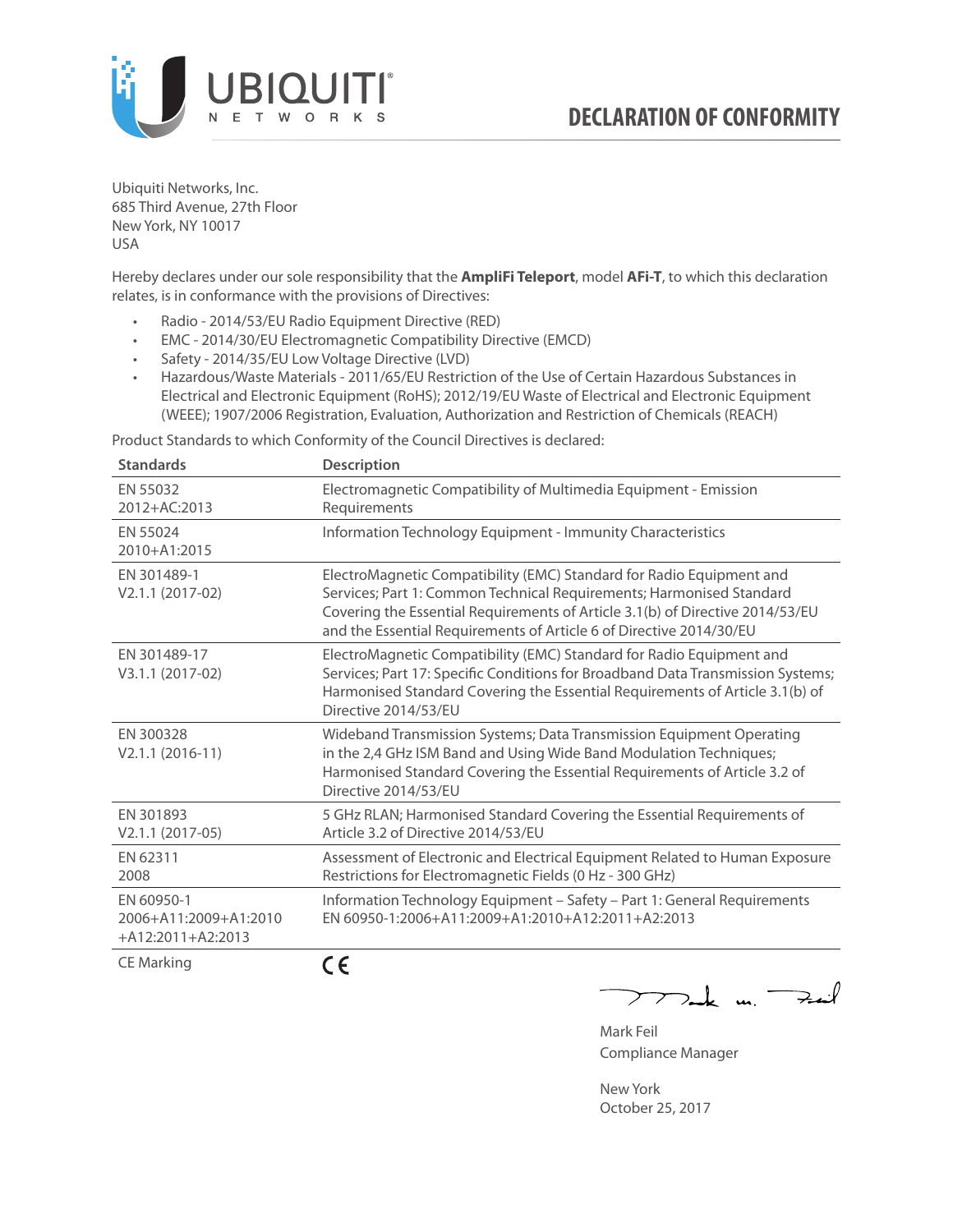# DECLARATION OF CONFORMITY

Ubiquiti Networks, Inc.
685 Third Avenue, 27th Floor
New York, NY 10017
USA

Hereby declares under our sole responsibility that the **AmpliFi Teleport**, model **AFi-T**, to which this declaration relates, is in conformance with the provisions of Directives:

- Radio - 2014/53/EU Radio Equipment Directive (RED)
- EMC - 2014/30/EU Electromagnetic Compatibility Directive (EMCD)
- Safety - 2014/35/EU Low Voltage Directive (LVD)
- Hazardous/Waste Materials - 2011/65/EU Restriction of the Use of Certain Hazardous Substances in Electrical and Electronic Equipment (RoHS); 2012/19/EU Waste of Electrical and Electronic Equipment (WEEE); 1907/2006 Registration, Evaluation, Authorization and Restriction of Chemicals (REACH)

Product Standards to which Conformity of the Council Directives is declared:

| Standards | Description |
|---|---|
| EN 55032 2012+AC:2013 | Electromagnetic Compatibility of Multimedia Equipment - Emission Requirements |
| EN 55024 2010+A1:2015 | Information Technology Equipment - Immunity Characteristics |
| EN 301489-1 V2.1.1 (2017-02) | ElectroMagnetic Compatibility (EMC) Standard for Radio Equipment and Services; Part 1: Common Technical Requirements; Harmonised Standard Covering the Essential Requirements of Article 3.1(b) of Directive 2014/53/EU and the Essential Requirements of Article 6 of Directive 2014/30/EU |
| EN 301489-17 V3.1.1 (2017-02) | ElectroMagnetic Compatibility (EMC) Standard for Radio Equipment and Services; Part 17: Specific Conditions for Broadband Data Transmission Systems; Harmonised Standard Covering the Essential Requirements of Article 3.1(b) of Directive 2014/53/EU |
| EN 300328 V2.1.1 (2016-11) | Wideband Transmission Systems; Data Transmission Equipment Operating in the 2,4 GHz ISM Band and Using Wide Band Modulation Techniques; Harmonised Standard Covering the Essential Requirements of Article 3.2 of Directive 2014/53/EU |
| EN 301893 V2.1.1 (2017-05) | 5 GHz RLAN; Harmonised Standard Covering the Essential Requirements of Article 3.2 of Directive 2014/53/EU |
| EN 62311 2008 | Assessment of Electronic and Electrical Equipment Related to Human Exposure Restrictions for Electromagnetic Fields (0 Hz - 300 GHz) |
| EN 60950-1 2006+A11:2009+A1:2010 +A12:2011+A2:2013 | Information Technology Equipment – Safety – Part 1: General Requirements EN 60950-1:2006+A11:2009+A1:2010+A12:2011+A2:2013 |
| CE Marking | CE |

Mark Feil
Compliance Manager

New York
October 25, 2017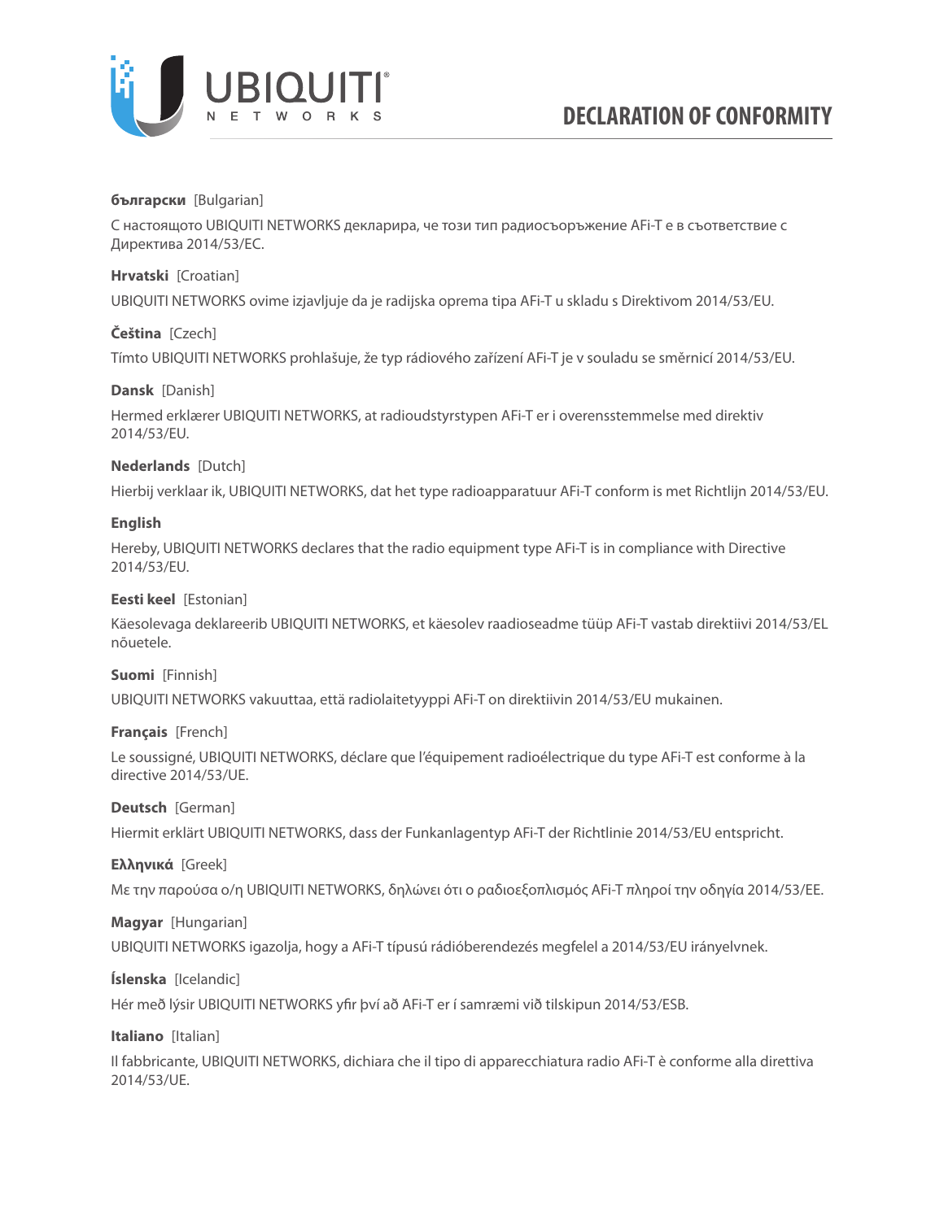# DECLARATION OF CONFORMITY

**български** [Bulgarian]

С настоящото UBIQUITI NETWORKS декларира, че този тип радиосъоръжение AFi-T е в съответствие с Директива 2014/53/ЕС.

**Hrvatski** [Croatian]

UBIQUITI NETWORKS ovime izjavljuje da je radijska oprema tipa AFi-T u skladu s Direktivom 2014/53/EU.

**Čeština** [Czech]

Tímto UBIQUITI NETWORKS prohlašuje, že typ rádiového zařízení AFi-T je v souladu se směrnicí 2014/53/EU.

**Dansk** [Danish]

Hermed erklærer UBIQUITI NETWORKS, at radioudstyrstypen AFi-T er i overensstemmelse med direktiv 2014/53/EU.

**Nederlands** [Dutch]

Hierbij verklaar ik, UBIQUITI NETWORKS, dat het type radioapparatuur AFi-T conform is met Richtlijn 2014/53/EU.

**English**

Hereby, UBIQUITI NETWORKS declares that the radio equipment type AFi-T is in compliance with Directive 2014/53/EU.

**Eesti keel** [Estonian]

Käesolevaga deklareerib UBIQUITI NETWORKS, et käesolev raadioseadme tüüp AFi-T vastab direktiivi 2014/53/EL nõuetele.

**Suomi** [Finnish]

UBIQUITI NETWORKS vakuuttaa, että radiolaitetyyppi AFi-T on direktiivin 2014/53/EU mukainen.

**Français** [French]

Le soussigné, UBIQUITI NETWORKS, déclare que l'équipement radioélectrique du type AFi-T est conforme à la directive 2014/53/UE.

**Deutsch** [German]

Hiermit erklärt UBIQUITI NETWORKS, dass der Funkanlagentyp AFi-T der Richtlinie 2014/53/EU entspricht.

**Ελληνικά** [Greek]

Με την παρούσα ο/η UBIQUITI NETWORKS, δηλώνει ότι ο ραδιοεξοπλισμός AFi-T πληροί την οδηγία 2014/53/ΕΕ.

**Magyar** [Hungarian]

UBIQUITI NETWORKS igazolja, hogy a AFi-T típusú rádióberendezés megfelel a 2014/53/EU irányelvnek.

**Íslenska** [Icelandic]

Hér með lýsir UBIQUITI NETWORKS yfir því að AFi-T er í samræmi við tilskipun 2014/53/ESB.

**Italiano** [Italian]

Il fabbricante, UBIQUITI NETWORKS, dichiara che il tipo di apparecchiatura radio AFi-T è conforme alla direttiva 2014/53/UE.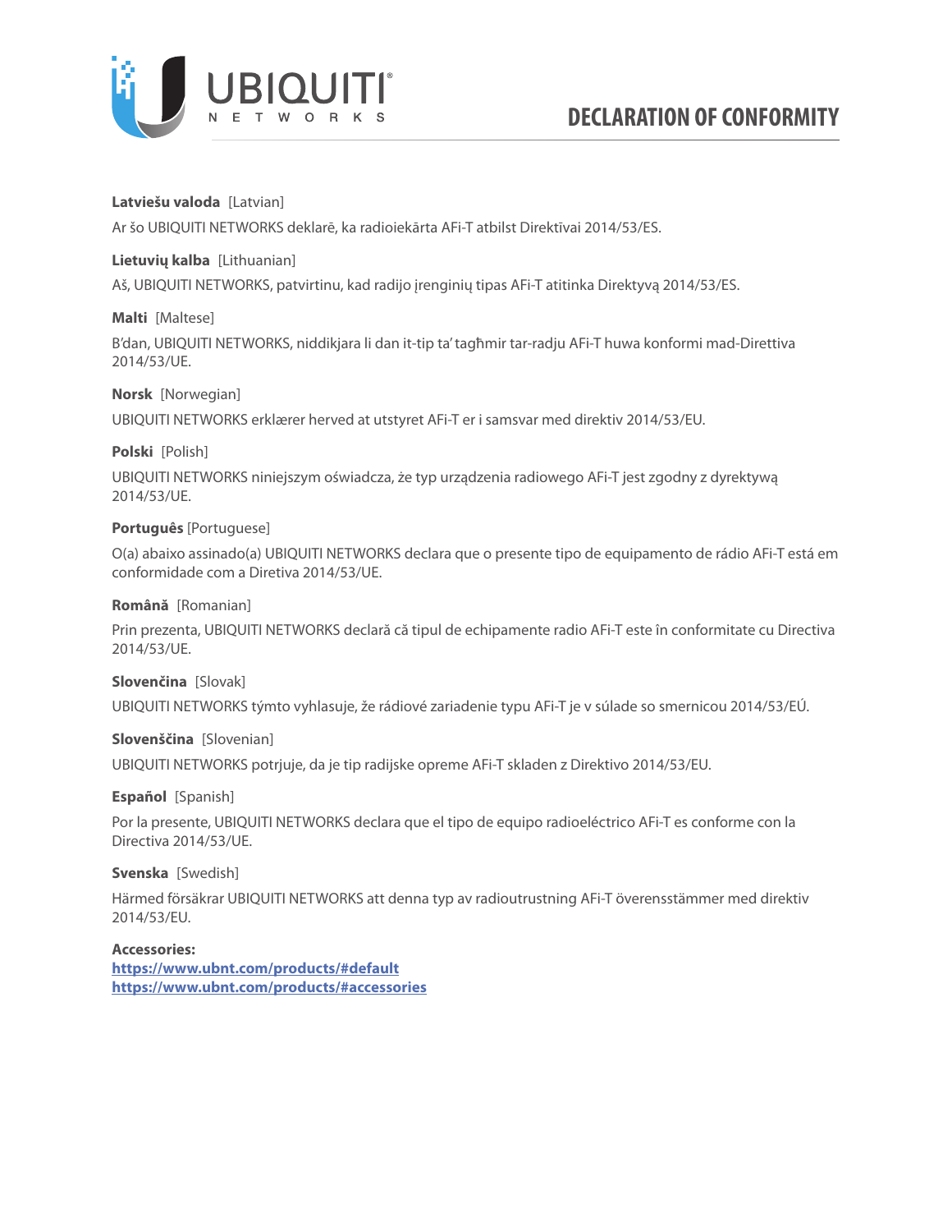**Latviešu valoda** [Latvian]

Ar šo UBIQUITI NETWORKS deklarē, ka radioiekārta AFi-T atbilst Direktīvai 2014/53/ES.

**Lietuvių kalba** [Lithuanian]

Aš, UBIQUITI NETWORKS, patvirtinu, kad radijo įrenginių tipas AFi-T atitinka Direktyvą 2014/53/ES.

**Malti** [Maltese]

B'dan, UBIQUITI NETWORKS, niddikjara li dan it-tip ta' tagħmir tar-radju AFi-T huwa konformi mad-Direttiva 2014/53/UE.

**Norsk** [Norwegian]

UBIQUITI NETWORKS erklærer herved at utstyret AFi-T er i samsvar med direktiv 2014/53/EU.

**Polski** [Polish]

UBIQUITI NETWORKS niniejszym oświadcza, że typ urządzenia radiowego AFi-T jest zgodny z dyrektywą 2014/53/UE.

**Português** [Portuguese]

O(a) abaixo assinado(a) UBIQUITI NETWORKS declara que o presente tipo de equipamento de rádio AFi-T está em conformidade com a Diretiva 2014/53/UE.

**Română** [Romanian]

Prin prezenta, UBIQUITI NETWORKS declară că tipul de echipamente radio AFi-T este în conformitate cu Directiva 2014/53/UE.

**Slovenčina** [Slovak]

UBIQUITI NETWORKS týmto vyhlasuje, že rádiové zariadenie typu AFi-T je v súlade so smernicou 2014/53/EÚ.

**Slovenščina** [Slovenian]

UBIQUITI NETWORKS potrjuje, da je tip radijske opreme AFi-T skladen z Direktivo 2014/53/EU.

**Español** [Spanish]

Por la presente, UBIQUITI NETWORKS declara que el tipo de equipo radioeléctrico AFi-T es conforme con la Directiva 2014/53/UE.

**Svenska** [Swedish]

Härmed försäkrar UBIQUITI NETWORKS att denna typ av radioutrustning AFi-T överensstämmer med direktiv 2014/53/EU.

**Accessories:**
**https://www.ubnt.com/products/#default**
**https://www.ubnt.com/products/#accessories**